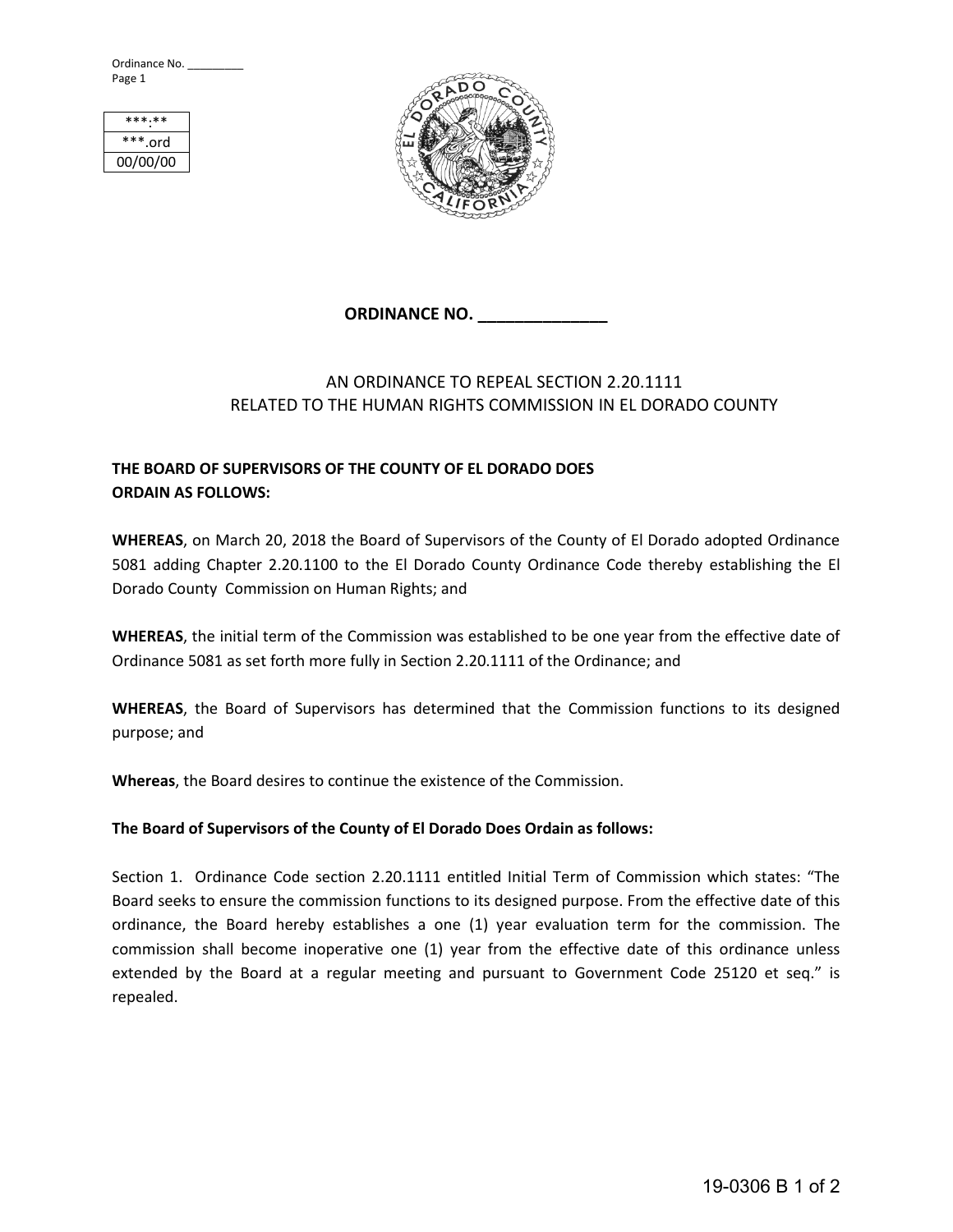Ordinance No. _________

| ***.** |
| --- |
| ***.ord |
| 00/00/00 |

**ORDINANCE NO. ______________**

AN ORDINANCE TO REPEAL SECTION 2.20.1111
RELATED TO THE HUMAN RIGHTS COMMISSION IN EL DORADO COUNTY

**THE BOARD OF SUPERVISORS OF THE COUNTY OF EL DORADO DOES ORDAIN AS FOLLOWS:**

**WHEREAS**, on March 20, 2018 the Board of Supervisors of the County of El Dorado adopted Ordinance 5081 adding Chapter 2.20.1100 to the El Dorado County Ordinance Code thereby establishing the El Dorado County Commission on Human Rights; and

**WHEREAS**, the initial term of the Commission was established to be one year from the effective date of Ordinance 5081 as set forth more fully in Section 2.20.1111 of the Ordinance; and

**WHEREAS**, the Board of Supervisors has determined that the Commission functions to its designed purpose; and

**Whereas**, the Board desires to continue the existence of the Commission.

**The Board of Supervisors of the County of El Dorado Does Ordain as follows:**

Section 1. Ordinance Code section 2.20.1111 entitled Initial Term of Commission which states: "The Board seeks to ensure the commission functions to its designed purpose. From the effective date of this ordinance, the Board hereby establishes a one (1) year evaluation term for the commission. The commission shall become inoperative one (1) year from the effective date of this ordinance unless extended by the Board at a regular meeting and pursuant to Government Code 25120 et seq." is repealed.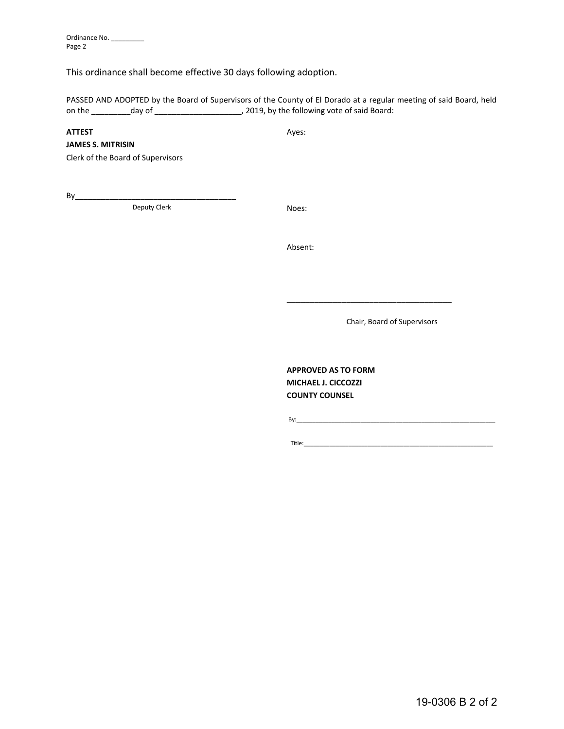Ordinance No. _________

This ordinance shall become effective 30 days following adoption.

PASSED AND ADOPTED by the Board of Supervisors of the County of El Dorado at a regular meeting of said Board, held on the _________day of ____________________, 2019, by the following vote of said Board:

**ATTEST**
**JAMES S. MITRISIN**
Clerk of the Board of Supervisors

By______________________________________
Deputy Clerk

Ayes:

Noes:

Absent:

_______________________________________
Chair, Board of Supervisors

**APPROVED AS TO FORM**
**MICHAEL J. CICCOZZI**
**COUNTY COUNSEL**

By:_____________________________________________________________

Title:___________________________________________________________